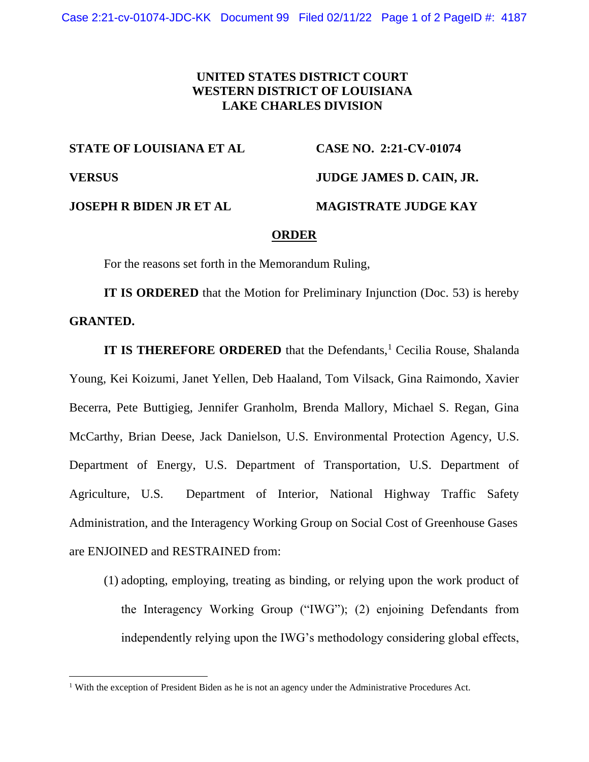**UNITED STATES DISTRICT COURT**
**WESTERN DISTRICT OF LOUISIANA**
**LAKE CHARLES DIVISION**

| | |
|---|---|
| **STATE OF LOUISIANA ET AL** | **CASE NO. 2:21-CV-01074** |
| **VERSUS** | **JUDGE JAMES D. CAIN, JR.** |
| **JOSEPH R BIDEN JR ET AL** | **MAGISTRATE JUDGE KAY** |

**ORDER**

For the reasons set forth in the Memorandum Ruling,

**IT IS ORDERED** that the Motion for Preliminary Injunction (Doc. 53) is hereby **GRANTED.**

**IT IS THEREFORE ORDERED** that the Defendants,[1] Cecilia Rouse, Shalanda Young, Kei Koizumi, Janet Yellen, Deb Haaland, Tom Vilsack, Gina Raimondo, Xavier Becerra, Pete Buttigieg, Jennifer Granholm, Brenda Mallory, Michael S. Regan, Gina McCarthy, Brian Deese, Jack Danielson, U.S. Environmental Protection Agency, U.S. Department of Energy, U.S. Department of Transportation, U.S. Department of Agriculture, U.S. Department of Interior, National Highway Traffic Safety Administration, and the Interagency Working Group on Social Cost of Greenhouse Gases are ENJOINED and RESTRAINED from:

(1) adopting, employing, treating as binding, or relying upon the work product of the Interagency Working Group ("IWG"); (2) enjoining Defendants from independently relying upon the IWG's methodology considering global effects,

[1] With the exception of President Biden as he is not an agency under the Administrative Procedures Act.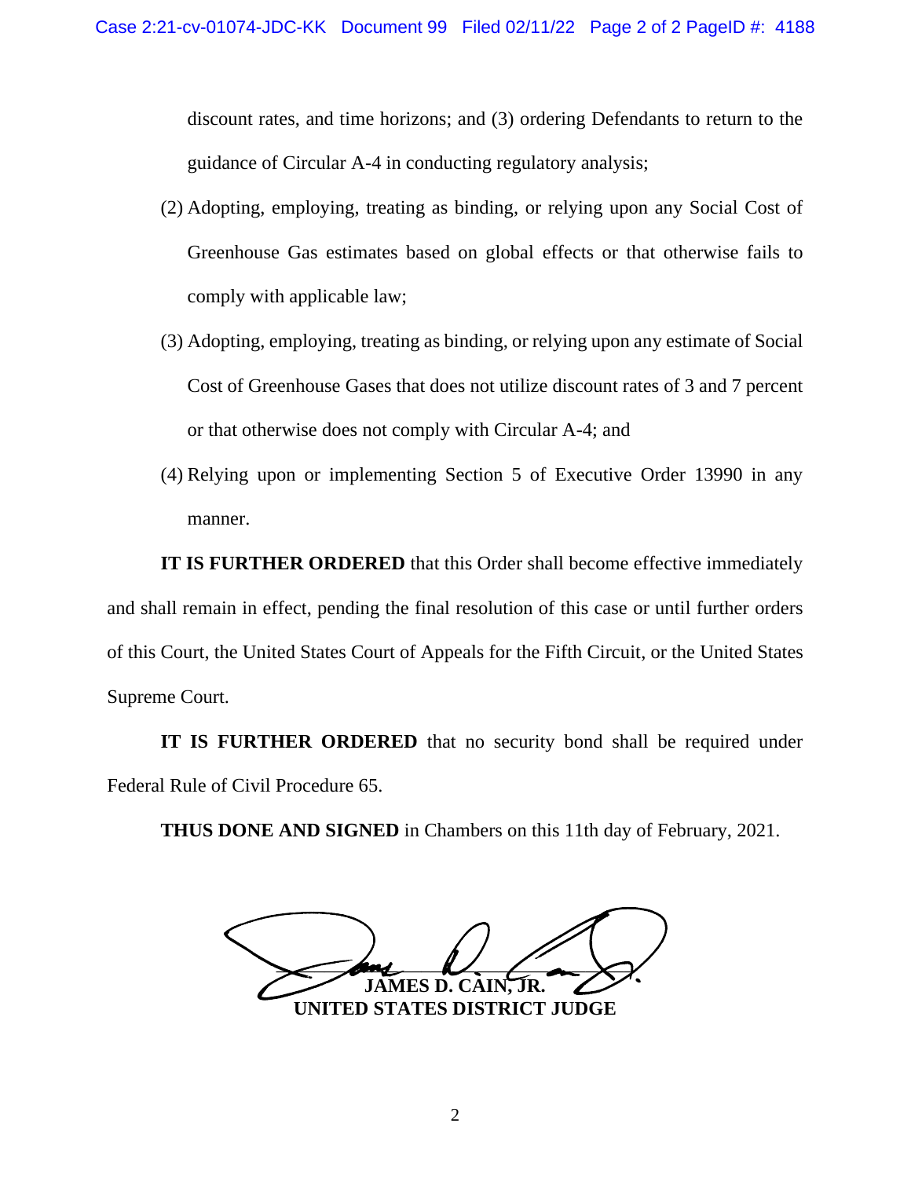discount rates, and time horizons; and (3) ordering Defendants to return to the guidance of Circular A-4 in conducting regulatory analysis;

(2) Adopting, employing, treating as binding, or relying upon any Social Cost of Greenhouse Gas estimates based on global effects or that otherwise fails to comply with applicable law;

(3) Adopting, employing, treating as binding, or relying upon any estimate of Social Cost of Greenhouse Gases that does not utilize discount rates of 3 and 7 percent or that otherwise does not comply with Circular A-4; and

(4) Relying upon or implementing Section 5 of Executive Order 13990 in any manner.

**IT IS FURTHER ORDERED** that this Order shall become effective immediately and shall remain in effect, pending the final resolution of this case or until further orders of this Court, the United States Court of Appeals for the Fifth Circuit, or the United States Supreme Court.

**IT IS FURTHER ORDERED** that no security bond shall be required under Federal Rule of Civil Procedure 65.

**THUS DONE AND SIGNED** in Chambers on this 11th day of February, 2021.

**JAMES D. CAIN, JR.**
**UNITED STATES DISTRICT JUDGE**